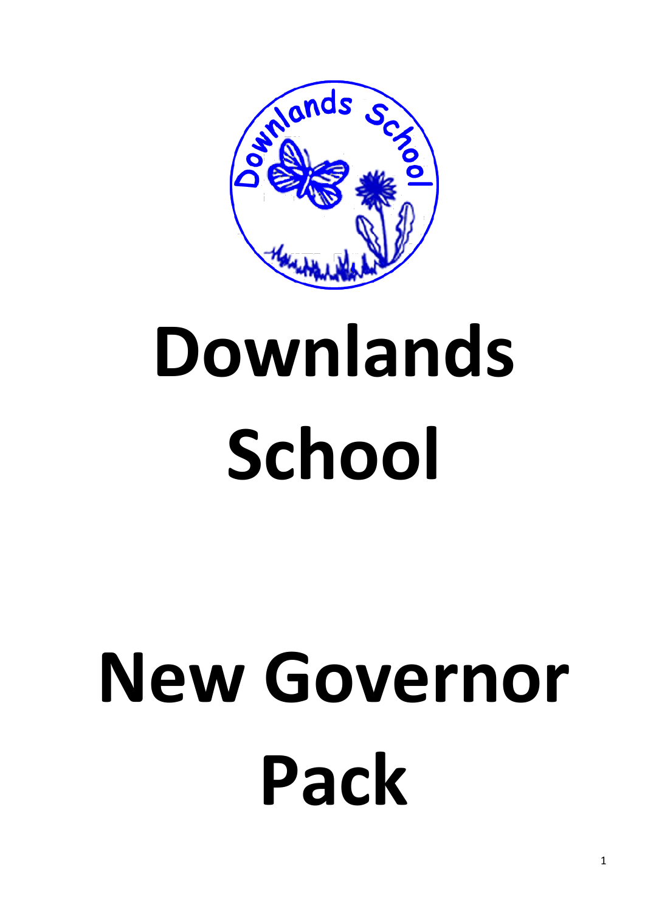# Downlands School

# New Governor Pack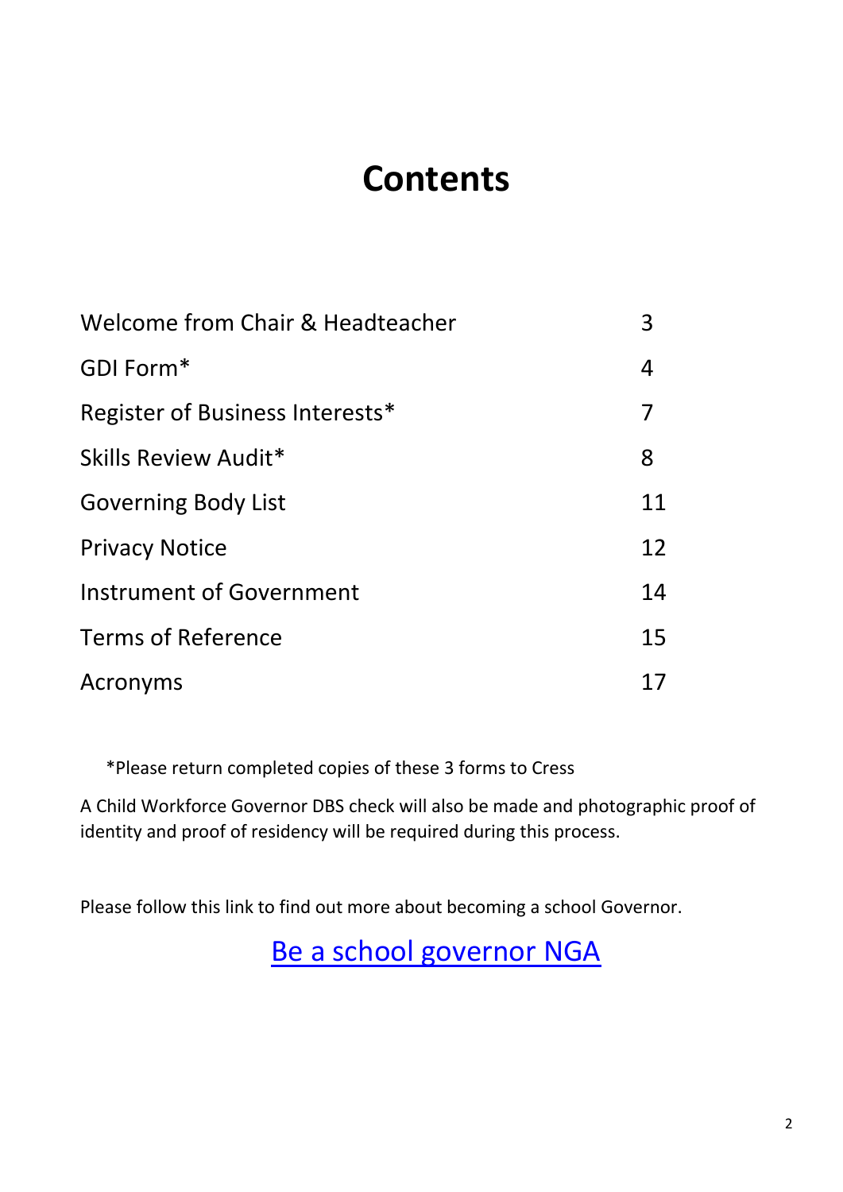# Contents

| | |
|---|---|
| Welcome from Chair & Headteacher | 3 |
| GDI Form* | 4 |
| Register of Business Interests* | 7 |
| Skills Review Audit* | 8 |
| Governing Body List | 11 |
| Privacy Notice | 12 |
| Instrument of Government | 14 |
| Terms of Reference | 15 |
| Acronyms | 17 |

*Please return completed copies of these 3 forms to Cress

A Child Workforce Governor DBS check will also be made and photographic proof of identity and proof of residency will be required during this process.

Please follow this link to find out more about becoming a school Governor.

Be a school governor NGA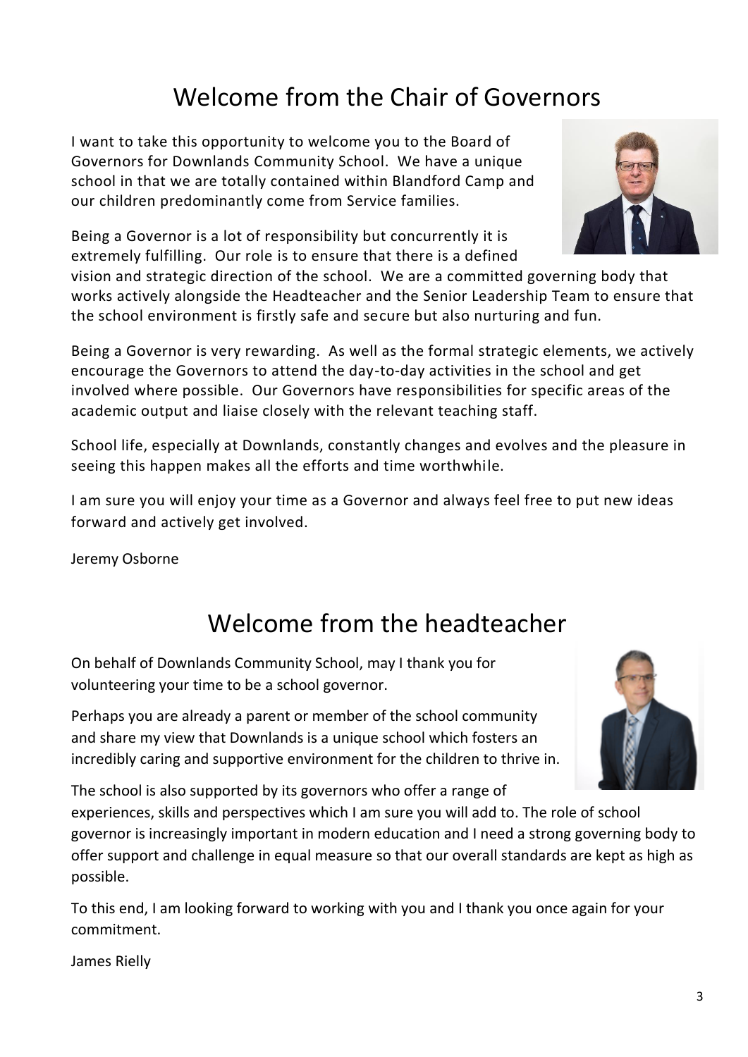# Welcome from the Chair of Governors

I want to take this opportunity to welcome you to the Board of Governors for Downlands Community School. We have a unique school in that we are totally contained within Blandford Camp and our children predominantly come from Service families.

Being a Governor is a lot of responsibility but concurrently it is extremely fulfilling. Our role is to ensure that there is a defined vision and strategic direction of the school. We are a committed governing body that works actively alongside the Headteacher and the Senior Leadership Team to ensure that the school environment is firstly safe and secure but also nurturing and fun.

Being a Governor is very rewarding. As well as the formal strategic elements, we actively encourage the Governors to attend the day-to-day activities in the school and get involved where possible. Our Governors have responsibilities for specific areas of the academic output and liaise closely with the relevant teaching staff.

School life, especially at Downlands, constantly changes and evolves and the pleasure in seeing this happen makes all the efforts and time worthwhile.

I am sure you will enjoy your time as a Governor and always feel free to put new ideas forward and actively get involved.

Jeremy Osborne

# Welcome from the headteacher

On behalf of Downlands Community School, may I thank you for volunteering your time to be a school governor.

Perhaps you are already a parent or member of the school community and share my view that Downlands is a unique school which fosters an incredibly caring and supportive environment for the children to thrive in.

The school is also supported by its governors who offer a range of experiences, skills and perspectives which I am sure you will add to. The role of school governor is increasingly important in modern education and I need a strong governing body to offer support and challenge in equal measure so that our overall standards are kept as high as possible.

To this end, I am looking forward to working with you and I thank you once again for your commitment.

James Rielly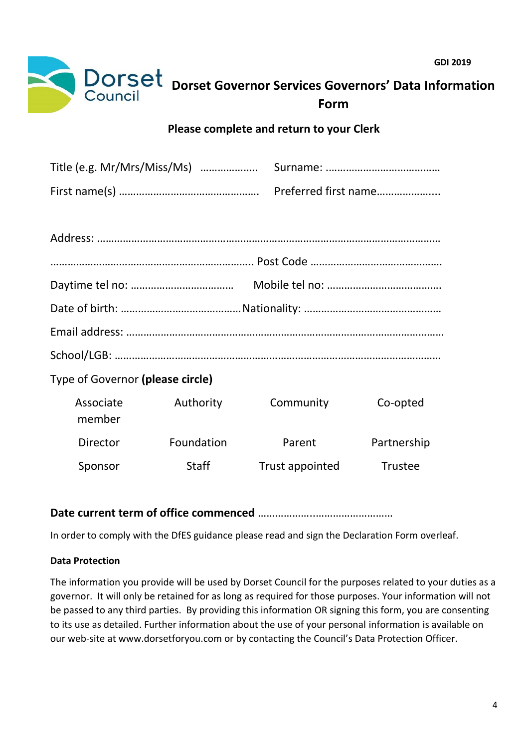GDI 2019

# Dorset Governor Services Governors' Data Information Form

**Please complete and return to your Clerk**

Title (e.g. Mr/Mrs/Miss/Ms) ………………. Surname: …………………………………

First name(s) ………………………………………… Preferred first name………………...

Address: ……………………………………………………………………………………………………

……………………………………………………………… Post Code ………………………………………

Daytime tel no: ……………………………… Mobile tel no: ………………………………….

Date of birth: ………………………………… Nationality: …………………………………………

Email address: ……………………………………………………………………………………………

School/LGB: ………………………………………………………………………………………………

Type of Governor **(please circle)**

| | | | |
|---|---|---|---|
| Associate member | Authority | Community | Co-opted |
| Director | Foundation | Parent | Partnership |
| Sponsor | Staff | Trust appointed | Trustee |

**Date current term of office commenced** ………………..…………………………

In order to comply with the DfES guidance please read and sign the Declaration Form overleaf.

**Data Protection**

The information you provide will be used by Dorset Council for the purposes related to your duties as a governor. It will only be retained for as long as required for those purposes. Your information will not be passed to any third parties. By providing this information OR signing this form, you are consenting to its use as detailed. Further information about the use of your personal information is available on our web-site at www.dorsetforyou.com or by contacting the Council's Data Protection Officer.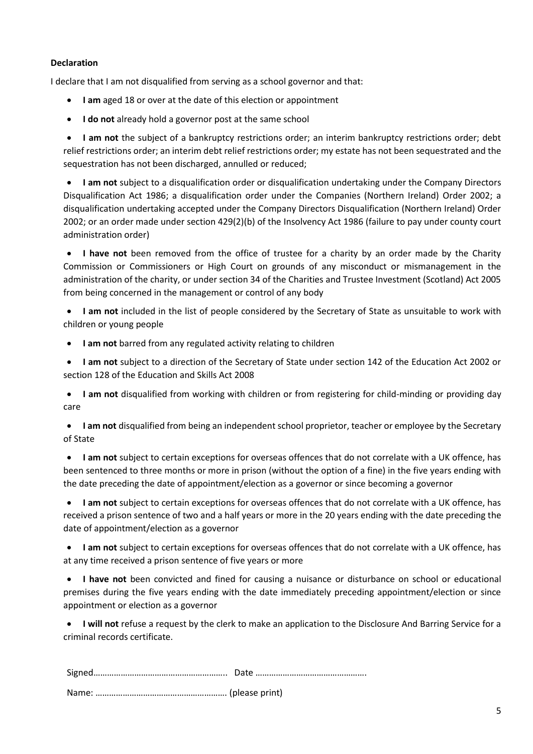**Declaration**

I declare that I am not disqualified from serving as a school governor and that:

- **I am** aged 18 or over at the date of this election or appointment
- **I do not** already hold a governor post at the same school
- **I am not** the subject of a bankruptcy restrictions order; an interim bankruptcy restrictions order; debt relief restrictions order; an interim debt relief restrictions order; my estate has not been sequestrated and the sequestration has not been discharged, annulled or reduced;
- **I am not** subject to a disqualification order or disqualification undertaking under the Company Directors Disqualification Act 1986; a disqualification order under the Companies (Northern Ireland) Order 2002; a disqualification undertaking accepted under the Company Directors Disqualification (Northern Ireland) Order 2002; or an order made under section 429(2)(b) of the Insolvency Act 1986 (failure to pay under county court administration order)
- **I have not** been removed from the office of trustee for a charity by an order made by the Charity Commission or Commissioners or High Court on grounds of any misconduct or mismanagement in the administration of the charity, or under section 34 of the Charities and Trustee Investment (Scotland) Act 2005 from being concerned in the management or control of any body
- **I am not** included in the list of people considered by the Secretary of State as unsuitable to work with children or young people
- **I am not** barred from any regulated activity relating to children
- **I am not** subject to a direction of the Secretary of State under section 142 of the Education Act 2002 or section 128 of the Education and Skills Act 2008
- **I am not** disqualified from working with children or from registering for child-minding or providing day care
- **I am not** disqualified from being an independent school proprietor, teacher or employee by the Secretary of State
- **I am not** subject to certain exceptions for overseas offences that do not correlate with a UK offence, has been sentenced to three months or more in prison (without the option of a fine) in the five years ending with the date preceding the date of appointment/election as a governor or since becoming a governor
- **I am not** subject to certain exceptions for overseas offences that do not correlate with a UK offence, has received a prison sentence of two and a half years or more in the 20 years ending with the date preceding the date of appointment/election as a governor
- **I am not** subject to certain exceptions for overseas offences that do not correlate with a UK offence, has at any time received a prison sentence of five years or more
- **I have not** been convicted and fined for causing a nuisance or disturbance on school or educational premises during the five years ending with the date immediately preceding appointment/election or since appointment or election as a governor
- **I will not** refuse a request by the clerk to make an application to the Disclosure And Barring Service for a criminal records certificate.

Signed………………………………………………….. Date ………………………………………….

Name: …………………………………………………. (please print)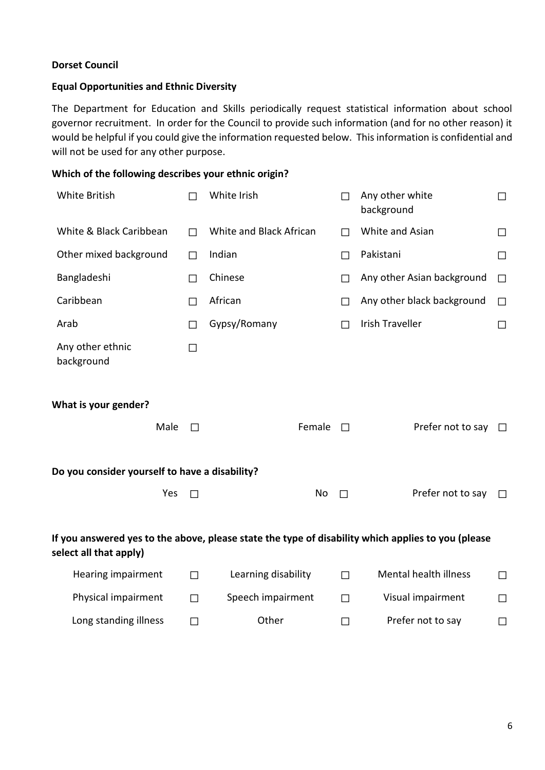**Dorset Council**

**Equal Opportunities and Ethnic Diversity**

The Department for Education and Skills periodically request statistical information about school governor recruitment. In order for the Council to provide such information (and for no other reason) it would be helpful if you could give the information requested below. This information is confidential and will not be used for any other purpose.

**Which of the following describes your ethnic origin?**

| | | | | | |
|---|---|---|---|---|---|
| White British | ☐ | White Irish | ☐ | Any other white background | ☐ |
| White & Black Caribbean | ☐ | White and Black African | ☐ | White and Asian | ☐ |
| Other mixed background | ☐ | Indian | ☐ | Pakistani | ☐ |
| Bangladeshi | ☐ | Chinese | ☐ | Any other Asian background | ☐ |
| Caribbean | ☐ | African | ☐ | Any other black background | ☐ |
| Arab | ☐ | Gypsy/Romany | ☐ | Irish Traveller | ☐ |
| Any other ethnic background | ☐ | | | | |

**What is your gender?**

| | | | | | |
|---|---|---|---|---|---|
| Male | ☐ | Female | ☐ | Prefer not to say | ☐ |

**Do you consider yourself to have a disability?**

| | | | | | |
|---|---|---|---|---|---|
| Yes | ☐ | No | ☐ | Prefer not to say | ☐ |

**If you answered yes to the above, please state the type of disability which applies to you (please select all that apply)**

| | | | | | |
|---|---|---|---|---|---|
| Hearing impairment | ☐ | Learning disability | ☐ | Mental health illness | ☐ |
| Physical impairment | ☐ | Speech impairment | ☐ | Visual impairment | ☐ |
| Long standing illness | ☐ | Other | ☐ | Prefer not to say | ☐ |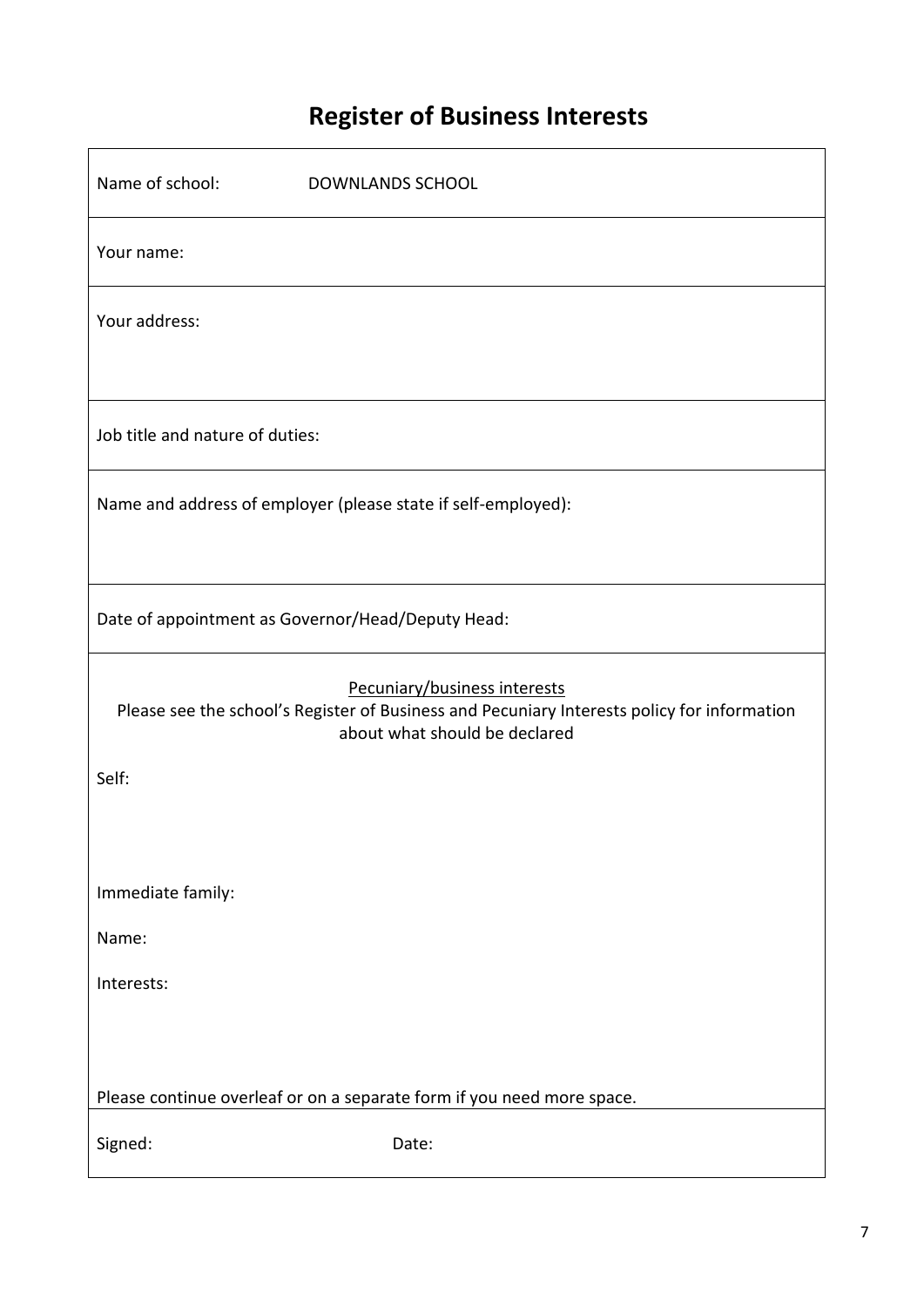# Register of Business Interests

| | |
|---|---|
| Name of school: | DOWNLANDS SCHOOL |
| Your name: | |
| Your address: | |
| Job title and nature of duties: | |
| Name and address of employer (please state if self-employed): | |
| Date of appointment as Governor/Head/Deputy Head: | |

<u>Pecuniary/business interests</u>

Please see the school's Register of Business and Pecuniary Interests policy for information about what should be declared

Self:

Immediate family:

Name:

Interests:

Please continue overleaf or on a separate form if you need more space.

Signed: Date: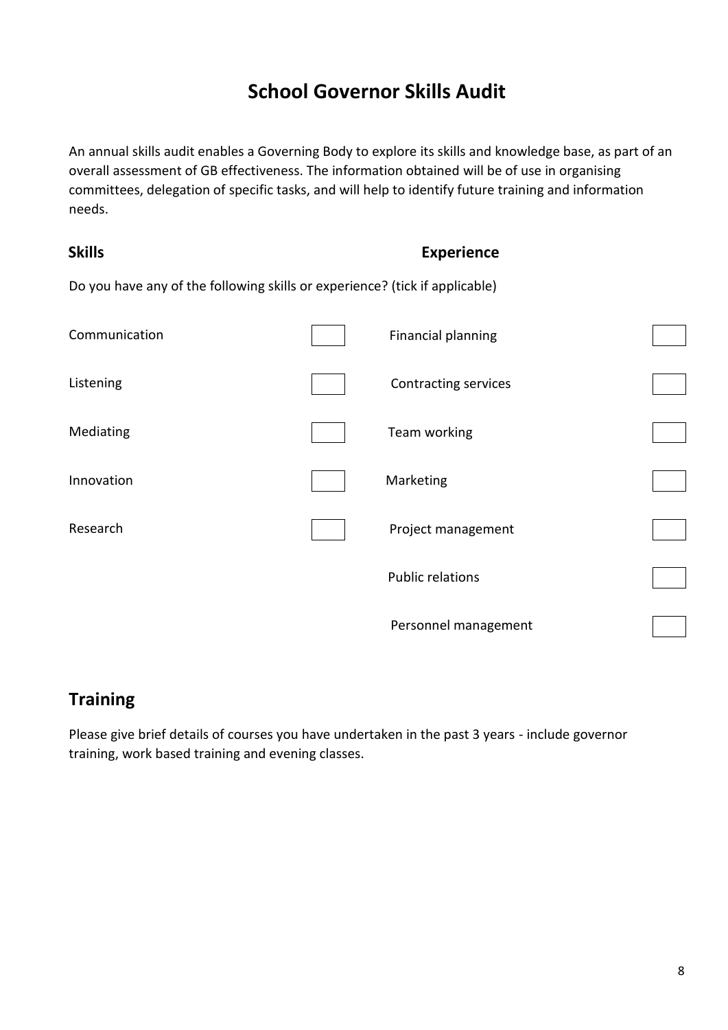# School Governor Skills Audit

An annual skills audit enables a Governing Body to explore its skills and knowledge base, as part of an overall assessment of GB effectiveness. The information obtained will be of use in organising committees, delegation of specific tasks, and will help to identify future training and information needs.

| **Skills** | | **Experience** | |
|---|---|---|---|

Do you have any of the following skills or experience? (tick if applicable)

| Skills | | Experience | |
|---|---|---|---|
| Communication | ☐ | Financial planning | ☐ |
| Listening | ☐ | Contracting services | ☐ |
| Mediating | ☐ | Team working | ☐ |
| Innovation | ☐ | Marketing | ☐ |
| Research | ☐ | Project management | ☐ |
| | | Public relations | ☐ |
| | | Personnel management | ☐ |

## Training

Please give brief details of courses you have undertaken in the past 3 years - include governor training, work based training and evening classes.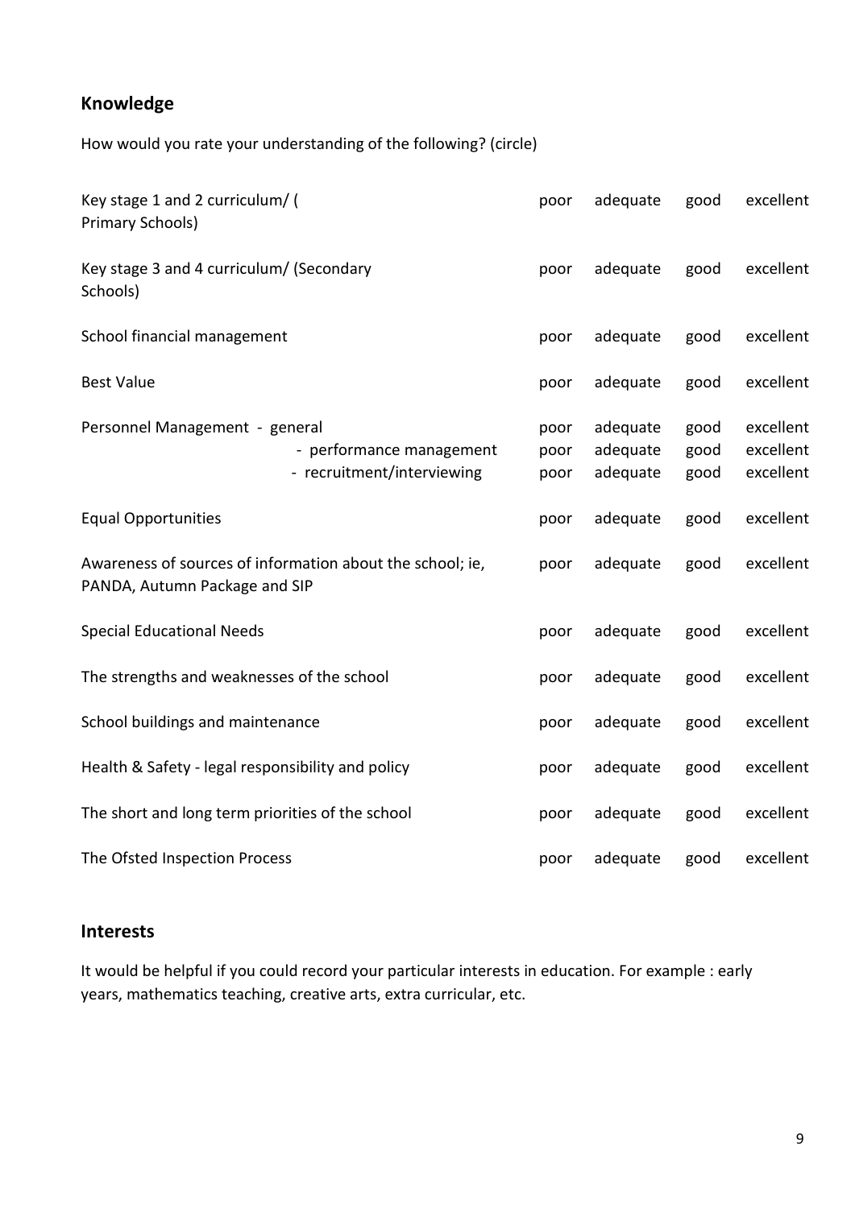## Knowledge

How would you rate your understanding of the following? (circle)

| | | | | |
|---|---|---|---|---|
| Key stage 1 and 2 curriculum/ ( Primary Schools) | poor | adequate | good | excellent |
| Key stage 3 and 4 curriculum/ (Secondary Schools) | poor | adequate | good | excellent |
| School financial management | poor | adequate | good | excellent |
| Best Value | poor | adequate | good | excellent |
| Personnel Management - general | poor | adequate | good | excellent |
| - performance management | poor | adequate | good | excellent |
| - recruitment/interviewing | poor | adequate | good | excellent |
| Equal Opportunities | poor | adequate | good | excellent |
| Awareness of sources of information about the school; ie, PANDA, Autumn Package and SIP | poor | adequate | good | excellent |
| Special Educational Needs | poor | adequate | good | excellent |
| The strengths and weaknesses of the school | poor | adequate | good | excellent |
| School buildings and maintenance | poor | adequate | good | excellent |
| Health & Safety - legal responsibility and policy | poor | adequate | good | excellent |
| The short and long term priorities of the school | poor | adequate | good | excellent |
| The Ofsted Inspection Process | poor | adequate | good | excellent |

## Interests

It would be helpful if you could record your particular interests in education. For example : early years, mathematics teaching, creative arts, extra curricular, etc.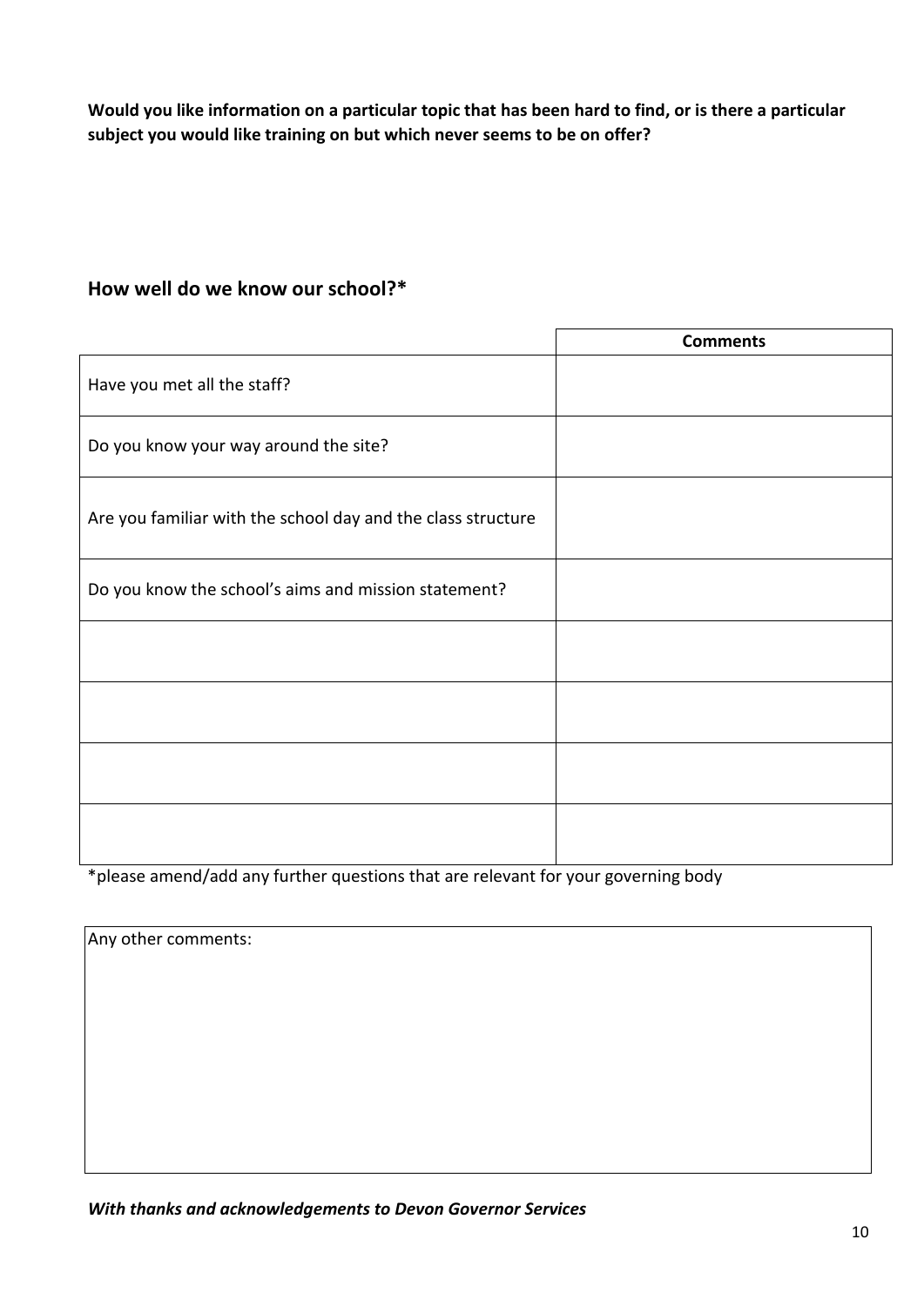**Would you like information on a particular topic that has been hard to find, or is there a particular subject you would like training on but which never seems to be on offer?**

## How well do we know our school?*

| | Comments |
|---|---|
| Have you met all the staff? | |
| Do you know your way around the site? | |
| Are you familiar with the school day and the class structure | |
| Do you know the school's aims and mission statement? | |
| | |
| | |
| | |
| | |

*please amend/add any further questions that are relevant for your governing body

| Any other comments: |
|---|
| |

***With thanks and acknowledgements to Devon Governor Services***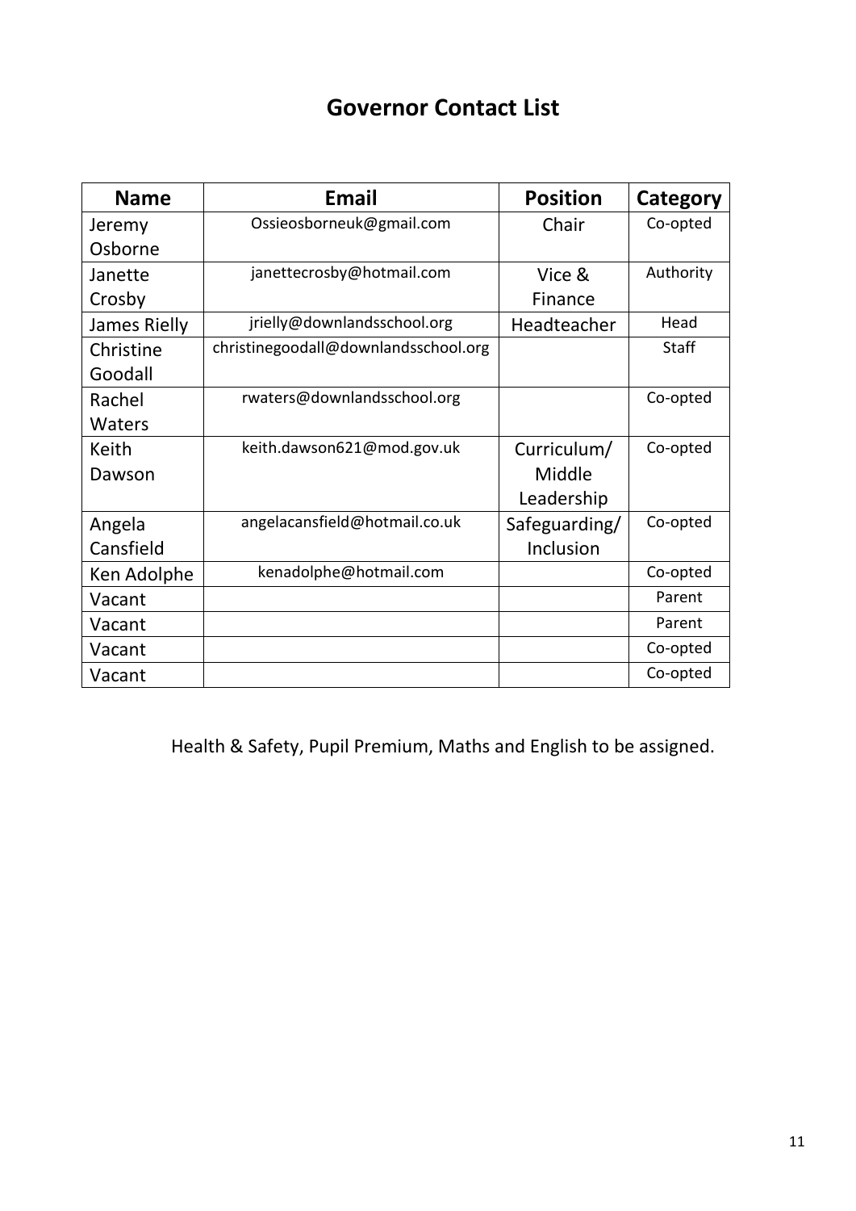# Governor Contact List

| Name | Email | Position | Category |
|---|---|---|---|
| Jeremy Osborne | Ossieosborneuk@gmail.com | Chair | Co-opted |
| Janette Crosby | janettecrosby@hotmail.com | Vice & Finance | Authority |
| James Rielly | jrielly@downlandsschool.org | Headteacher | Head |
| Christine Goodall | christinegoodall@downlandsschool.org | | Staff |
| Rachel Waters | rwaters@downlandsschool.org | | Co-opted |
| Keith Dawson | keith.dawson621@mod.gov.uk | Curriculum/ Middle Leadership | Co-opted |
| Angela Cansfield | angelacansfield@hotmail.co.uk | Safeguarding/ Inclusion | Co-opted |
| Ken Adolphe | kenadolphe@hotmail.com | | Co-opted |
| Vacant | | | Parent |
| Vacant | | | Parent |
| Vacant | | | Co-opted |
| Vacant | | | Co-opted |

Health & Safety, Pupil Premium, Maths and English to be assigned.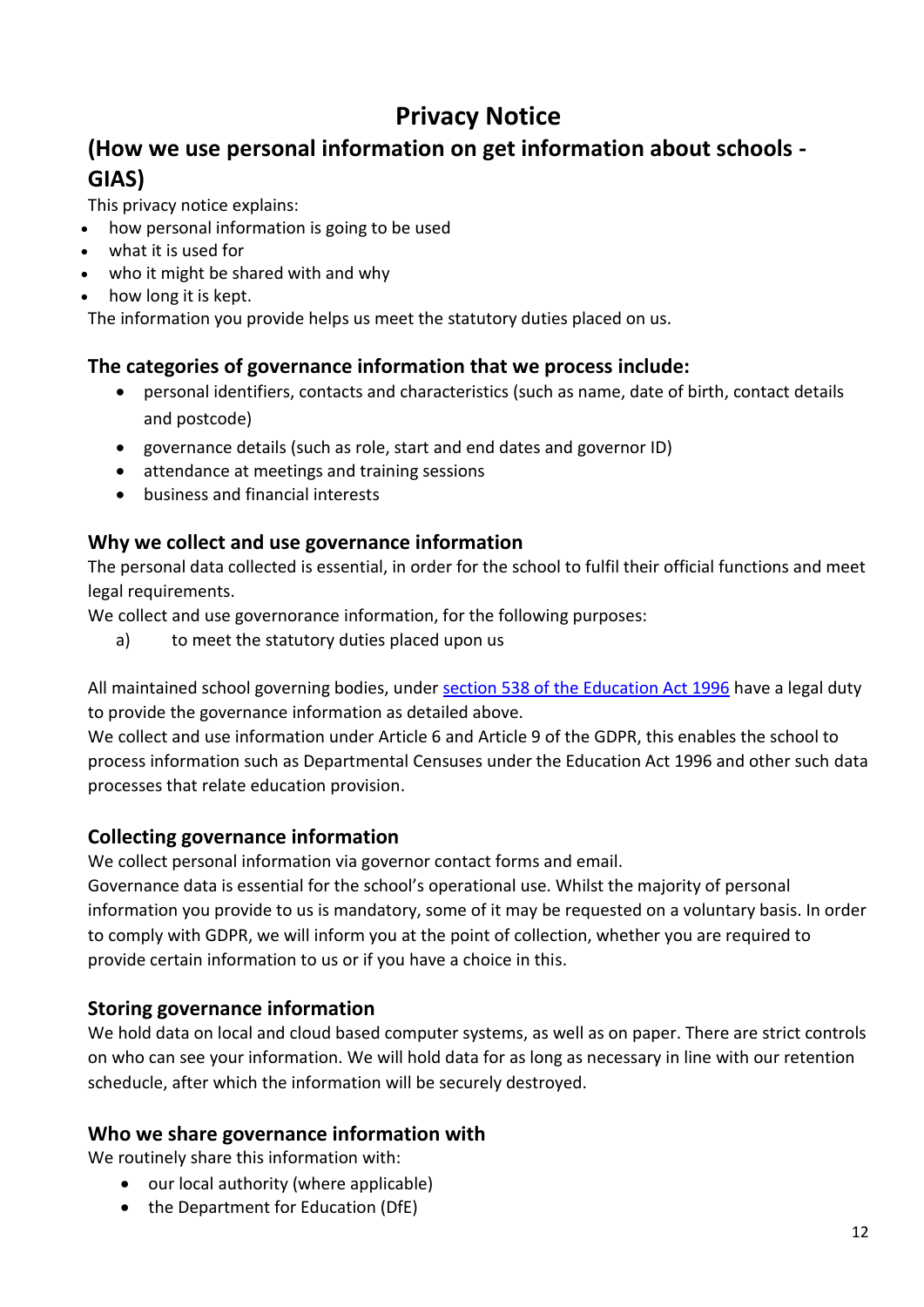# Privacy Notice

## (How we use personal information on get information about schools - GIAS)

This privacy notice explains:

- how personal information is going to be used
- what it is used for
- who it might be shared with and why
- how long it is kept.

The information you provide helps us meet the statutory duties placed on us.

### The categories of governance information that we process include:

- personal identifiers, contacts and characteristics (such as name, date of birth, contact details and postcode)
- governance details (such as role, start and end dates and governor ID)
- attendance at meetings and training sessions
- business and financial interests

### Why we collect and use governance information

The personal data collected is essential, in order for the school to fulfil their official functions and meet legal requirements.

We collect and use governorance information, for the following purposes:

a) to meet the statutory duties placed upon us

All maintained school governing bodies, under [section 538 of the Education Act 1996] have a legal duty to provide the governance information as detailed above.

We collect and use information under Article 6 and Article 9 of the GDPR, this enables the school to process information such as Departmental Censuses under the Education Act 1996 and other such data processes that relate education provision.

### Collecting governance information

We collect personal information via governor contact forms and email.

Governance data is essential for the school's operational use. Whilst the majority of personal information you provide to us is mandatory, some of it may be requested on a voluntary basis. In order to comply with GDPR, we will inform you at the point of collection, whether you are required to provide certain information to us or if you have a choice in this.

### Storing governance information

We hold data on local and cloud based computer systems, as well as on paper. There are strict controls on who can see your information. We will hold data for as long as necessary in line with our retention schedule, after which the information will be securely destroyed.

### Who we share governance information with

We routinely share this information with:

- our local authority (where applicable)
- the Department for Education (DfE)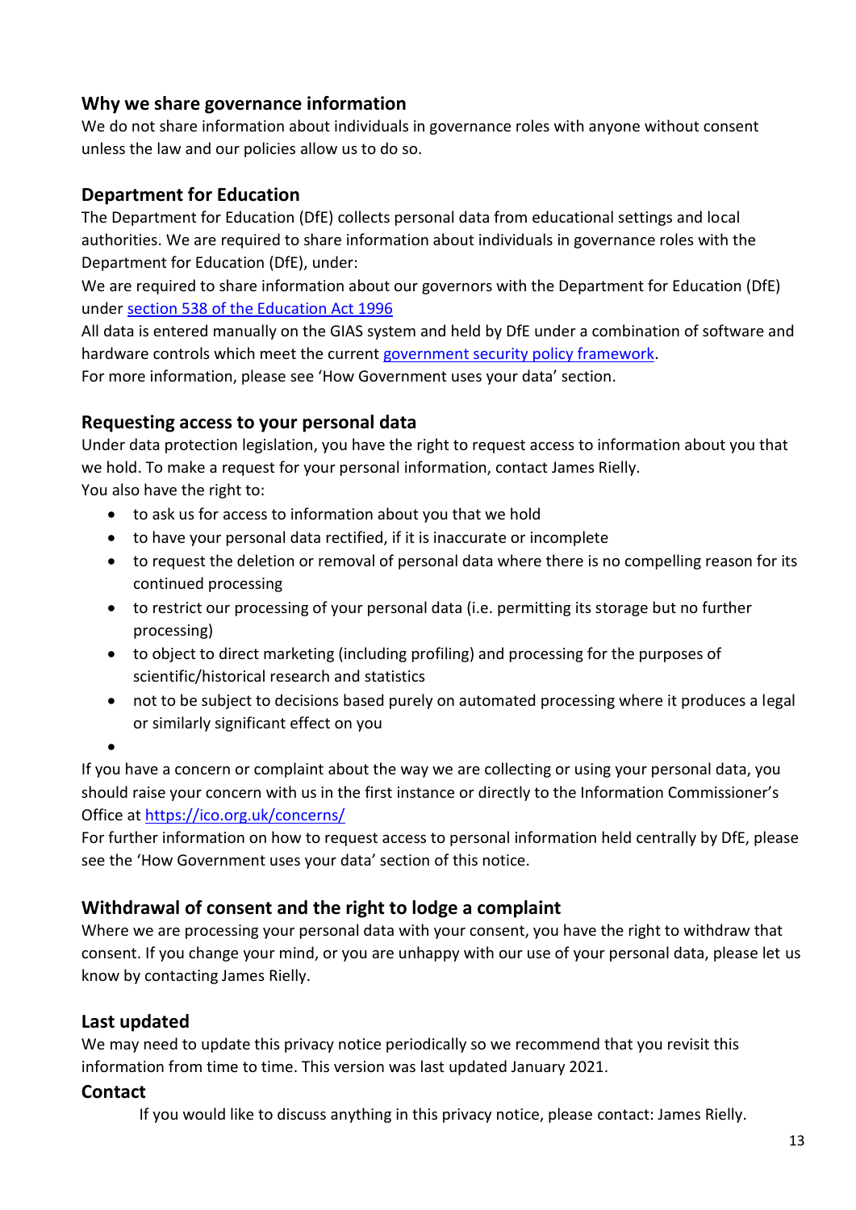## Why we share governance information

We do not share information about individuals in governance roles with anyone without consent unless the law and our policies allow us to do so.

## Department for Education

The Department for Education (DfE) collects personal data from educational settings and local authorities. We are required to share information about individuals in governance roles with the Department for Education (DfE), under:

We are required to share information about our governors with the Department for Education (DfE) under section 538 of the Education Act 1996

All data is entered manually on the GIAS system and held by DfE under a combination of software and hardware controls which meet the current government security policy framework.

For more information, please see 'How Government uses your data' section.

## Requesting access to your personal data

Under data protection legislation, you have the right to request access to information about you that we hold. To make a request for your personal information, contact James Rielly.

You also have the right to:

- to ask us for access to information about you that we hold
- to have your personal data rectified, if it is inaccurate or incomplete
- to request the deletion or removal of personal data where there is no compelling reason for its continued processing
- to restrict our processing of your personal data (i.e. permitting its storage but no further processing)
- to object to direct marketing (including profiling) and processing for the purposes of scientific/historical research and statistics
- not to be subject to decisions based purely on automated processing where it produces a legal or similarly significant effect on you

If you have a concern or complaint about the way we are collecting or using your personal data, you should raise your concern with us in the first instance or directly to the Information Commissioner's Office at https://ico.org.uk/concerns/

For further information on how to request access to personal information held centrally by DfE, please see the 'How Government uses your data' section of this notice.

## Withdrawal of consent and the right to lodge a complaint

Where we are processing your personal data with your consent, you have the right to withdraw that consent. If you change your mind, or you are unhappy with our use of your personal data, please let us know by contacting James Rielly.

## Last updated

We may need to update this privacy notice periodically so we recommend that you revisit this information from time to time. This version was last updated January 2021.

## Contact

If you would like to discuss anything in this privacy notice, please contact: James Rielly.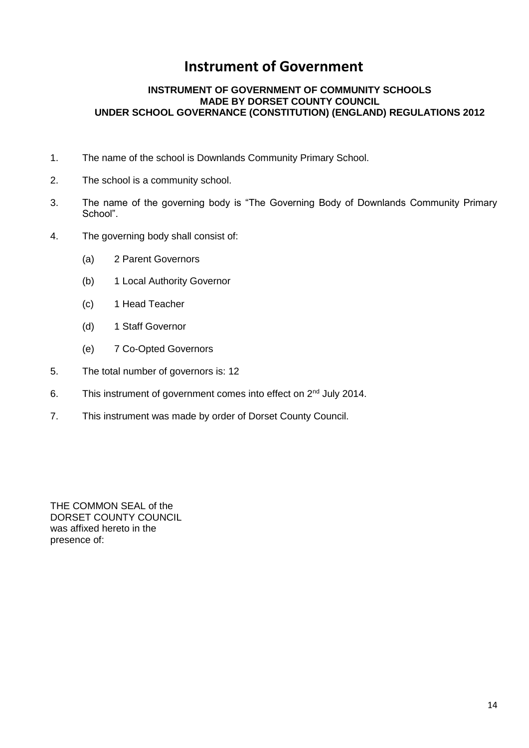# Instrument of Government

**INSTRUMENT OF GOVERNMENT OF COMMUNITY SCHOOLS**
**MADE BY DORSET COUNTY COUNCIL**
**UNDER SCHOOL GOVERNANCE (CONSTITUTION) (ENGLAND) REGULATIONS 2012**

1. The name of the school is Downlands Community Primary School.

2. The school is a community school.

3. The name of the governing body is "The Governing Body of Downlands Community Primary School".

4. The governing body shall consist of:

   (a) 2 Parent Governors

   (b) 1 Local Authority Governor

   (c) 1 Head Teacher

   (d) 1 Staff Governor

   (e) 7 Co-Opted Governors

5. The total number of governors is: 12

6. This instrument of government comes into effect on 2nd July 2014.

7. This instrument was made by order of Dorset County Council.

THE COMMON SEAL of the
DORSET COUNTY COUNCIL
was affixed hereto in the
presence of: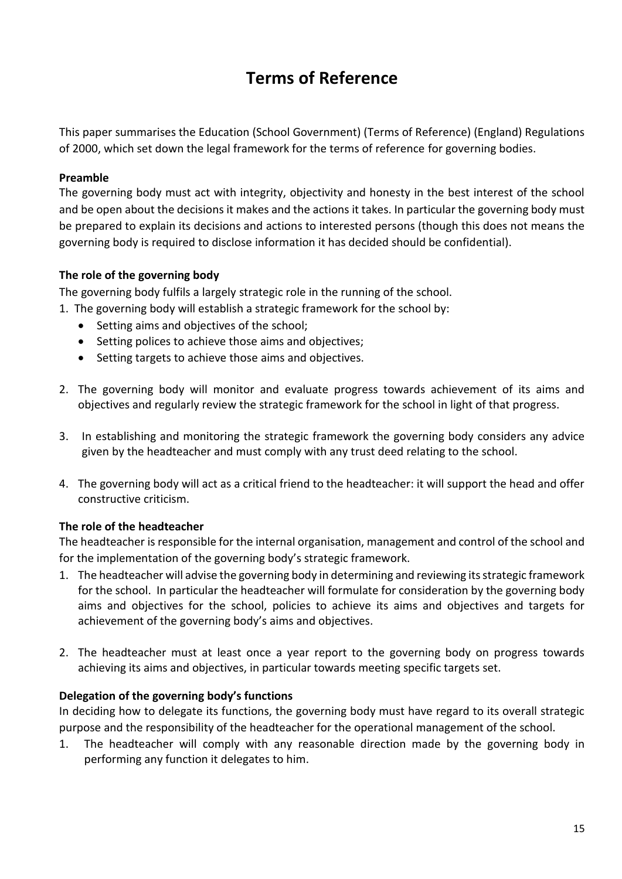# Terms of Reference

This paper summarises the Education (School Government) (Terms of Reference) (England) Regulations of 2000, which set down the legal framework for the terms of reference for governing bodies.

**Preamble**

The governing body must act with integrity, objectivity and honesty in the best interest of the school and be open about the decisions it makes and the actions it takes. In particular the governing body must be prepared to explain its decisions and actions to interested persons (though this does not means the governing body is required to disclose information it has decided should be confidential).

**The role of the governing body**

The governing body fulfils a largely strategic role in the running of the school.

1. The governing body will establish a strategic framework for the school by:
    - Setting aims and objectives of the school;
    - Setting polices to achieve those aims and objectives;
    - Setting targets to achieve those aims and objectives.

2. The governing body will monitor and evaluate progress towards achievement of its aims and objectives and regularly review the strategic framework for the school in light of that progress.

3. In establishing and monitoring the strategic framework the governing body considers any advice given by the headteacher and must comply with any trust deed relating to the school.

4. The governing body will act as a critical friend to the headteacher: it will support the head and offer constructive criticism.

**The role of the headteacher**

The headteacher is responsible for the internal organisation, management and control of the school and for the implementation of the governing body's strategic framework.

1. The headteacher will advise the governing body in determining and reviewing its strategic framework for the school. In particular the headteacher will formulate for consideration by the governing body aims and objectives for the school, policies to achieve its aims and objectives and targets for achievement of the governing body's aims and objectives.

2. The headteacher must at least once a year report to the governing body on progress towards achieving its aims and objectives, in particular towards meeting specific targets set.

**Delegation of the governing body's functions**

In deciding how to delegate its functions, the governing body must have regard to its overall strategic purpose and the responsibility of the headteacher for the operational management of the school.

1. The headteacher will comply with any reasonable direction made by the governing body in performing any function it delegates to him.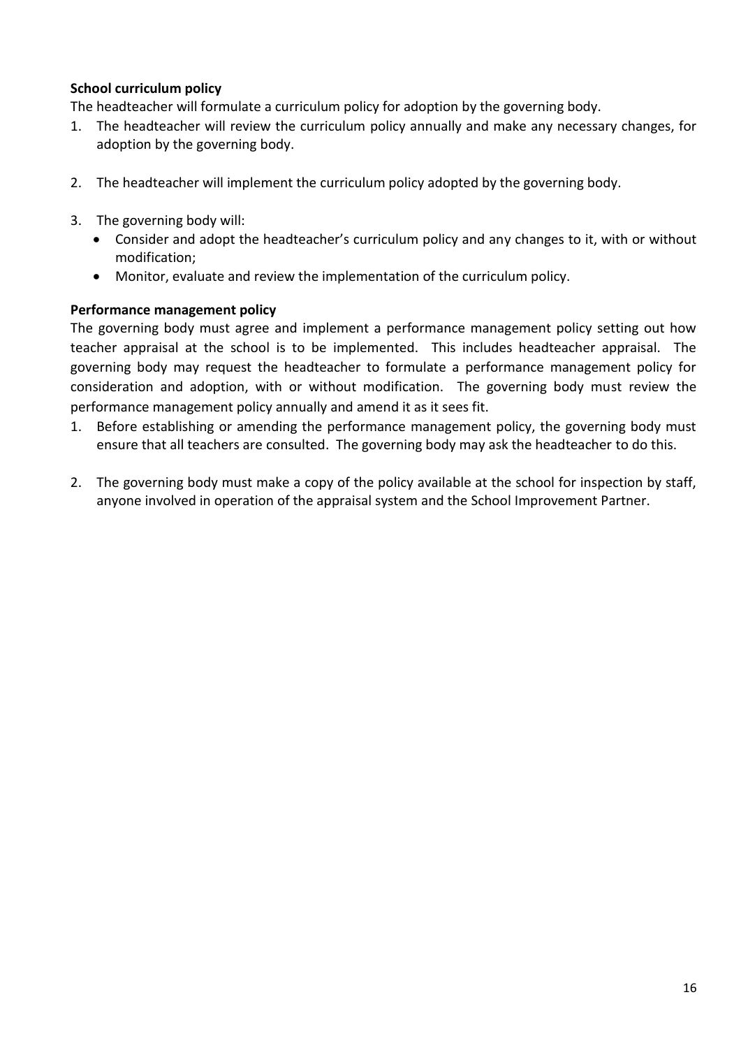**School curriculum policy**

The headteacher will formulate a curriculum policy for adoption by the governing body.

1. The headteacher will review the curriculum policy annually and make any necessary changes, for adoption by the governing body.

2. The headteacher will implement the curriculum policy adopted by the governing body.

3. The governing body will:
   - Consider and adopt the headteacher's curriculum policy and any changes to it, with or without modification;
   - Monitor, evaluate and review the implementation of the curriculum policy.

**Performance management policy**

The governing body must agree and implement a performance management policy setting out how teacher appraisal at the school is to be implemented. This includes headteacher appraisal. The governing body may request the headteacher to formulate a performance management policy for consideration and adoption, with or without modification. The governing body must review the performance management policy annually and amend it as it sees fit.

1. Before establishing or amending the performance management policy, the governing body must ensure that all teachers are consulted. The governing body may ask the headteacher to do this.

2. The governing body must make a copy of the policy available at the school for inspection by staff, anyone involved in operation of the appraisal system and the School Improvement Partner.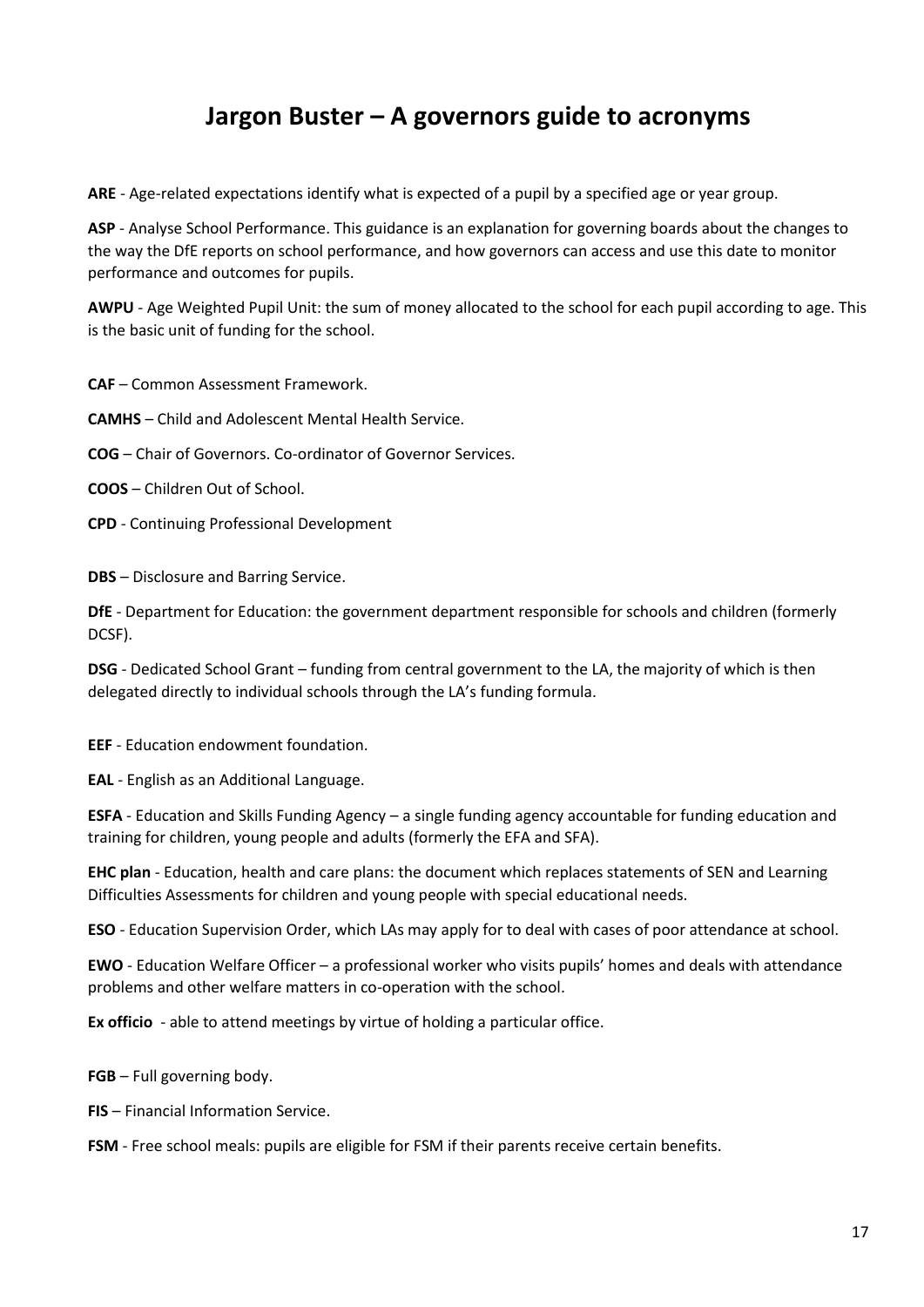# Jargon Buster – A governors guide to acronyms

**ARE** - Age-related expectations identify what is expected of a pupil by a specified age or year group.

**ASP** - Analyse School Performance. This guidance is an explanation for governing boards about the changes to the way the DfE reports on school performance, and how governors can access and use this date to monitor performance and outcomes for pupils.

**AWPU** - Age Weighted Pupil Unit: the sum of money allocated to the school for each pupil according to age. This is the basic unit of funding for the school.

**CAF** – Common Assessment Framework.

**CAMHS** – Child and Adolescent Mental Health Service.

**COG** – Chair of Governors. Co-ordinator of Governor Services.

**COOS** – Children Out of School.

**CPD** - Continuing Professional Development

**DBS** – Disclosure and Barring Service.

**DfE** - Department for Education: the government department responsible for schools and children (formerly DCSF).

**DSG** - Dedicated School Grant – funding from central government to the LA, the majority of which is then delegated directly to individual schools through the LA's funding formula.

**EEF** - Education endowment foundation.

**EAL** - English as an Additional Language.

**ESFA** - Education and Skills Funding Agency – a single funding agency accountable for funding education and training for children, young people and adults (formerly the EFA and SFA).

**EHC plan** - Education, health and care plans: the document which replaces statements of SEN and Learning Difficulties Assessments for children and young people with special educational needs.

**ESO** - Education Supervision Order, which LAs may apply for to deal with cases of poor attendance at school.

**EWO** - Education Welfare Officer – a professional worker who visits pupils' homes and deals with attendance problems and other welfare matters in co-operation with the school.

**Ex officio** - able to attend meetings by virtue of holding a particular office.

**FGB** – Full governing body.

**FIS** – Financial Information Service.

**FSM** - Free school meals: pupils are eligible for FSM if their parents receive certain benefits.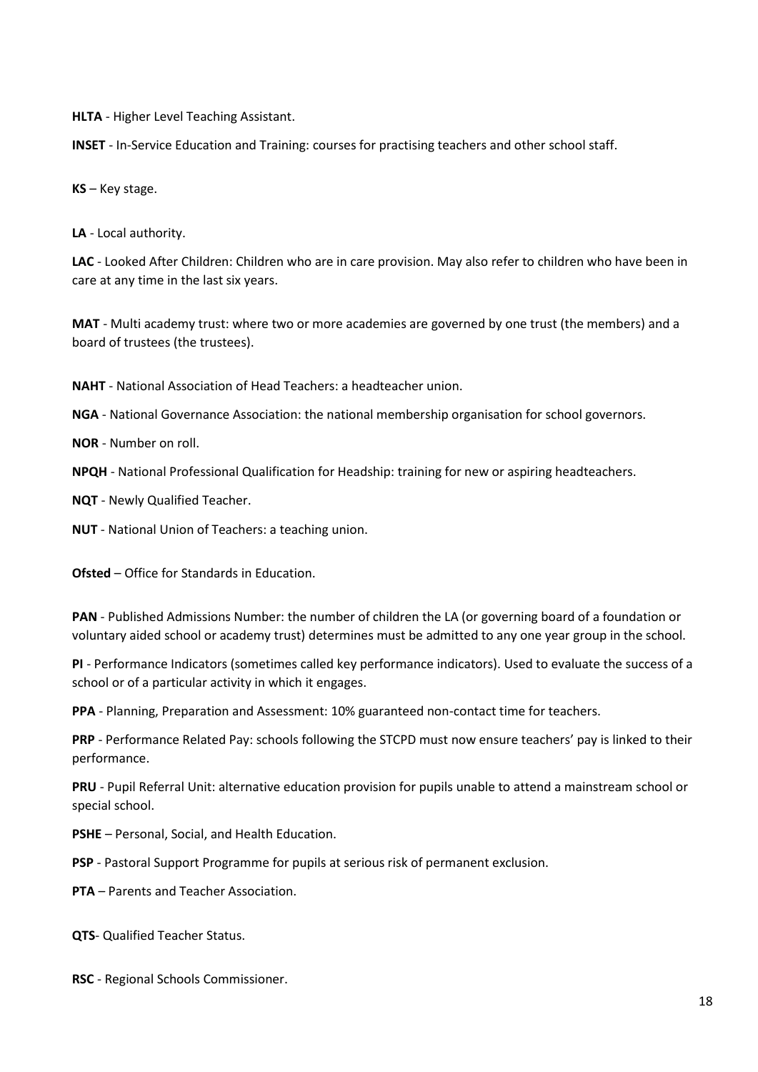**HLTA** - Higher Level Teaching Assistant.

**INSET** - In-Service Education and Training: courses for practising teachers and other school staff.

**KS** – Key stage.

**LA** - Local authority.

**LAC** - Looked After Children: Children who are in care provision. May also refer to children who have been in care at any time in the last six years.

**MAT** - Multi academy trust: where two or more academies are governed by one trust (the members) and a board of trustees (the trustees).

**NAHT** - National Association of Head Teachers: a headteacher union.

**NGA** - National Governance Association: the national membership organisation for school governors.

**NOR** - Number on roll.

**NPQH** - National Professional Qualification for Headship: training for new or aspiring headteachers.

**NQT** - Newly Qualified Teacher.

**NUT** - National Union of Teachers: a teaching union.

**Ofsted** – Office for Standards in Education.

**PAN** - Published Admissions Number: the number of children the LA (or governing board of a foundation or voluntary aided school or academy trust) determines must be admitted to any one year group in the school.

**PI** - Performance Indicators (sometimes called key performance indicators). Used to evaluate the success of a school or of a particular activity in which it engages.

**PPA** - Planning, Preparation and Assessment: 10% guaranteed non-contact time for teachers.

**PRP** - Performance Related Pay: schools following the STCPD must now ensure teachers' pay is linked to their performance.

**PRU** - Pupil Referral Unit: alternative education provision for pupils unable to attend a mainstream school or special school.

**PSHE** – Personal, Social, and Health Education.

**PSP** - Pastoral Support Programme for pupils at serious risk of permanent exclusion.

**PTA** – Parents and Teacher Association.

**QTS**- Qualified Teacher Status.

**RSC** - Regional Schools Commissioner.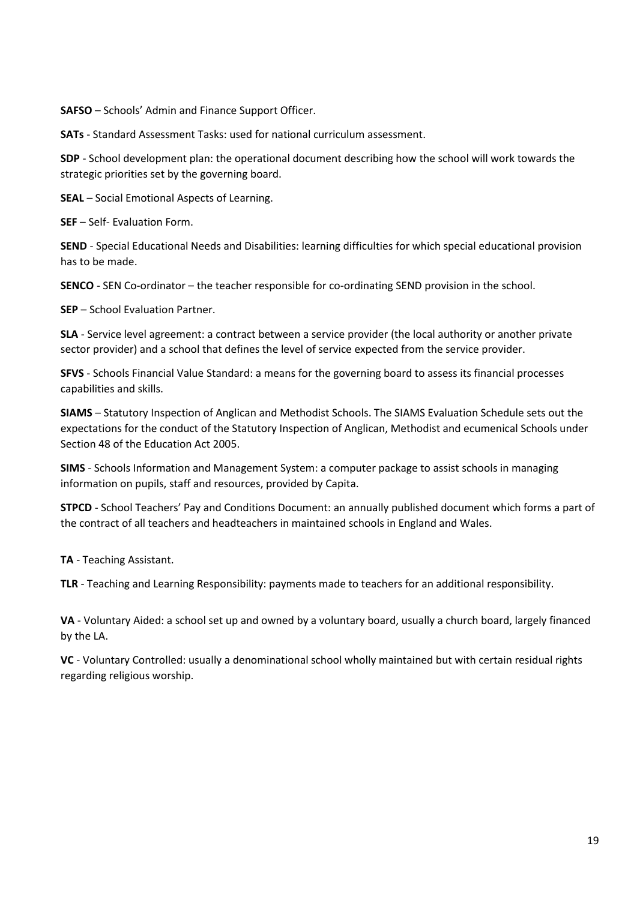**SAFSO** – Schools' Admin and Finance Support Officer.

**SATs** - Standard Assessment Tasks: used for national curriculum assessment.

**SDP** - School development plan: the operational document describing how the school will work towards the strategic priorities set by the governing board.

**SEAL** – Social Emotional Aspects of Learning.

**SEF** – Self- Evaluation Form.

**SEND** - Special Educational Needs and Disabilities: learning difficulties for which special educational provision has to be made.

**SENCO** - SEN Co-ordinator – the teacher responsible for co-ordinating SEND provision in the school.

**SEP** – School Evaluation Partner.

**SLA** - Service level agreement: a contract between a service provider (the local authority or another private sector provider) and a school that defines the level of service expected from the service provider.

**SFVS** - Schools Financial Value Standard: a means for the governing board to assess its financial processes capabilities and skills.

**SIAMS** – Statutory Inspection of Anglican and Methodist Schools. The SIAMS Evaluation Schedule sets out the expectations for the conduct of the Statutory Inspection of Anglican, Methodist and ecumenical Schools under Section 48 of the Education Act 2005.

**SIMS** - Schools Information and Management System: a computer package to assist schools in managing information on pupils, staff and resources, provided by Capita.

**STPCD** - School Teachers' Pay and Conditions Document: an annually published document which forms a part of the contract of all teachers and headteachers in maintained schools in England and Wales.

**TA** - Teaching Assistant.

**TLR** - Teaching and Learning Responsibility: payments made to teachers for an additional responsibility.

**VA** - Voluntary Aided: a school set up and owned by a voluntary board, usually a church board, largely financed by the LA.

**VC** - Voluntary Controlled: usually a denominational school wholly maintained but with certain residual rights regarding religious worship.